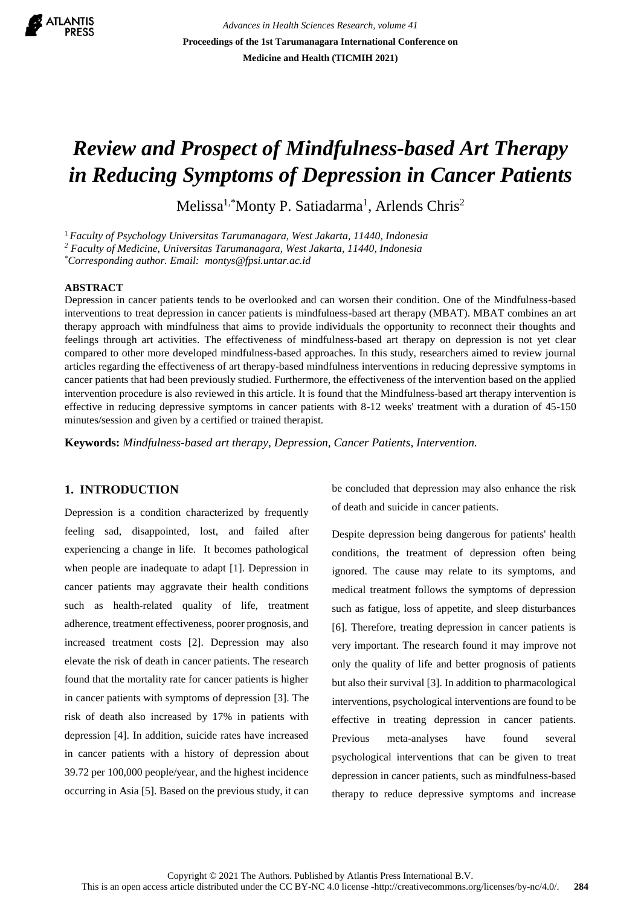# Review and Prospect of Mindfulness-based Art Therapy in Reducing Symptoms of Depression in Cancer Patients

Melissa[1,*] Monty P. Satiadarma[1], Arlends Chris[2]

[1] *Faculty of Psychology Universitas Tarumanagara, West Jakarta, 11440, Indonesia*
[2] *Faculty of Medicine, Universitas Tarumanagara, West Jakarta, 11440, Indonesia*
[*] *Corresponding author. Email: montys@fpsi.untar.ac.id*

## ABSTRACT

Depression in cancer patients tends to be overlooked and can worsen their condition. One of the Mindfulness-based interventions to treat depression in cancer patients is mindfulness-based art therapy (MBAT). MBAT combines an art therapy approach with mindfulness that aims to provide individuals the opportunity to reconnect their thoughts and feelings through art activities. The effectiveness of mindfulness-based art therapy on depression is not yet clear compared to other more developed mindfulness-based approaches. In this study, researchers aimed to review journal articles regarding the effectiveness of art therapy-based mindfulness interventions in reducing depressive symptoms in cancer patients that had been previously studied. Furthermore, the effectiveness of the intervention based on the applied intervention procedure is also reviewed in this article. It is found that the Mindfulness-based art therapy intervention is effective in reducing depressive symptoms in cancer patients with 8-12 weeks' treatment with a duration of 45-150 minutes/session and given by a certified or trained therapist.

**Keywords:** *Mindfulness-based art therapy, Depression, Cancer Patients, Intervention.*

## 1. INTRODUCTION

Depression is a condition characterized by frequently feeling sad, disappointed, lost, and failed after experiencing a change in life. It becomes pathological when people are inadequate to adapt [1]. Depression in cancer patients may aggravate their health conditions such as health-related quality of life, treatment adherence, treatment effectiveness, poorer prognosis, and increased treatment costs [2]. Depression may also elevate the risk of death in cancer patients. The research found that the mortality rate for cancer patients is higher in cancer patients with symptoms of depression [3]. The risk of death also increased by 17% in patients with depression [4]. In addition, suicide rates have increased in cancer patients with a history of depression about 39.72 per 100,000 people/year, and the highest incidence occurring in Asia [5]. Based on the previous study, it can be concluded that depression may also enhance the risk of death and suicide in cancer patients.

Despite depression being dangerous for patients' health conditions, the treatment of depression often being ignored. The cause may relate to its symptoms, and medical treatment follows the symptoms of depression such as fatigue, loss of appetite, and sleep disturbances [6]. Therefore, treating depression in cancer patients is very important. The research found it may improve not only the quality of life and better prognosis of patients but also their survival [3]. In addition to pharmacological interventions, psychological interventions are found to be effective in treating depression in cancer patients. Previous meta-analyses have found several psychological interventions that can be given to treat depression in cancer patients, such as mindfulness-based therapy to reduce depressive symptoms and increase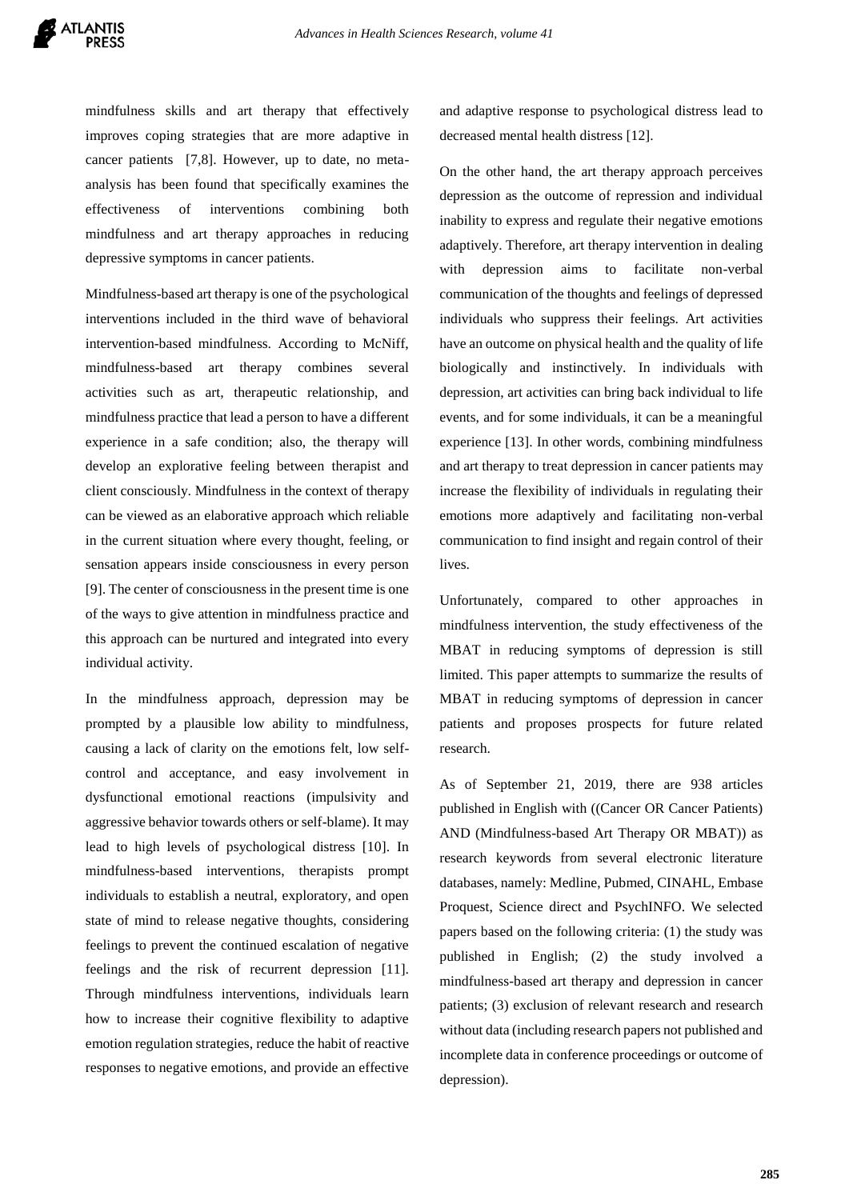mindfulness skills and art therapy that effectively improves coping strategies that are more adaptive in cancer patients [7,8]. However, up to date, no meta-analysis has been found that specifically examines the effectiveness of interventions combining both mindfulness and art therapy approaches in reducing depressive symptoms in cancer patients.

Mindfulness-based art therapy is one of the psychological interventions included in the third wave of behavioral intervention-based mindfulness. According to McNiff, mindfulness-based art therapy combines several activities such as art, therapeutic relationship, and mindfulness practice that lead a person to have a different experience in a safe condition; also, the therapy will develop an explorative feeling between therapist and client consciously. Mindfulness in the context of therapy can be viewed as an elaborative approach which reliable in the current situation where every thought, feeling, or sensation appears inside consciousness in every person [9]. The center of consciousness in the present time is one of the ways to give attention in mindfulness practice and this approach can be nurtured and integrated into every individual activity.

In the mindfulness approach, depression may be prompted by a plausible low ability to mindfulness, causing a lack of clarity on the emotions felt, low self-control and acceptance, and easy involvement in dysfunctional emotional reactions (impulsivity and aggressive behavior towards others or self-blame). It may lead to high levels of psychological distress [10]. In mindfulness-based interventions, therapists prompt individuals to establish a neutral, exploratory, and open state of mind to release negative thoughts, considering feelings to prevent the continued escalation of negative feelings and the risk of recurrent depression [11]. Through mindfulness interventions, individuals learn how to increase their cognitive flexibility to adaptive emotion regulation strategies, reduce the habit of reactive responses to negative emotions, and provide an effective and adaptive response to psychological distress lead to decreased mental health distress [12].

On the other hand, the art therapy approach perceives depression as the outcome of repression and individual inability to express and regulate their negative emotions adaptively. Therefore, art therapy intervention in dealing with depression aims to facilitate non-verbal communication of the thoughts and feelings of depressed individuals who suppress their feelings. Art activities have an outcome on physical health and the quality of life biologically and instinctively. In individuals with depression, art activities can bring back individual to life events, and for some individuals, it can be a meaningful experience [13]. In other words, combining mindfulness and art therapy to treat depression in cancer patients may increase the flexibility of individuals in regulating their emotions more adaptively and facilitating non-verbal communication to find insight and regain control of their lives.

Unfortunately, compared to other approaches in mindfulness intervention, the study effectiveness of the MBAT in reducing symptoms of depression is still limited. This paper attempts to summarize the results of MBAT in reducing symptoms of depression in cancer patients and proposes prospects for future related research.

As of September 21, 2019, there are 938 articles published in English with ((Cancer OR Cancer Patients) AND (Mindfulness-based Art Therapy OR MBAT)) as research keywords from several electronic literature databases, namely: Medline, Pubmed, CINAHL, Embase Proquest, Science direct and PsychINFO. We selected papers based on the following criteria: (1) the study was published in English; (2) the study involved a mindfulness-based art therapy and depression in cancer patients; (3) exclusion of relevant research and research without data (including research papers not published and incomplete data in conference proceedings or outcome of depression).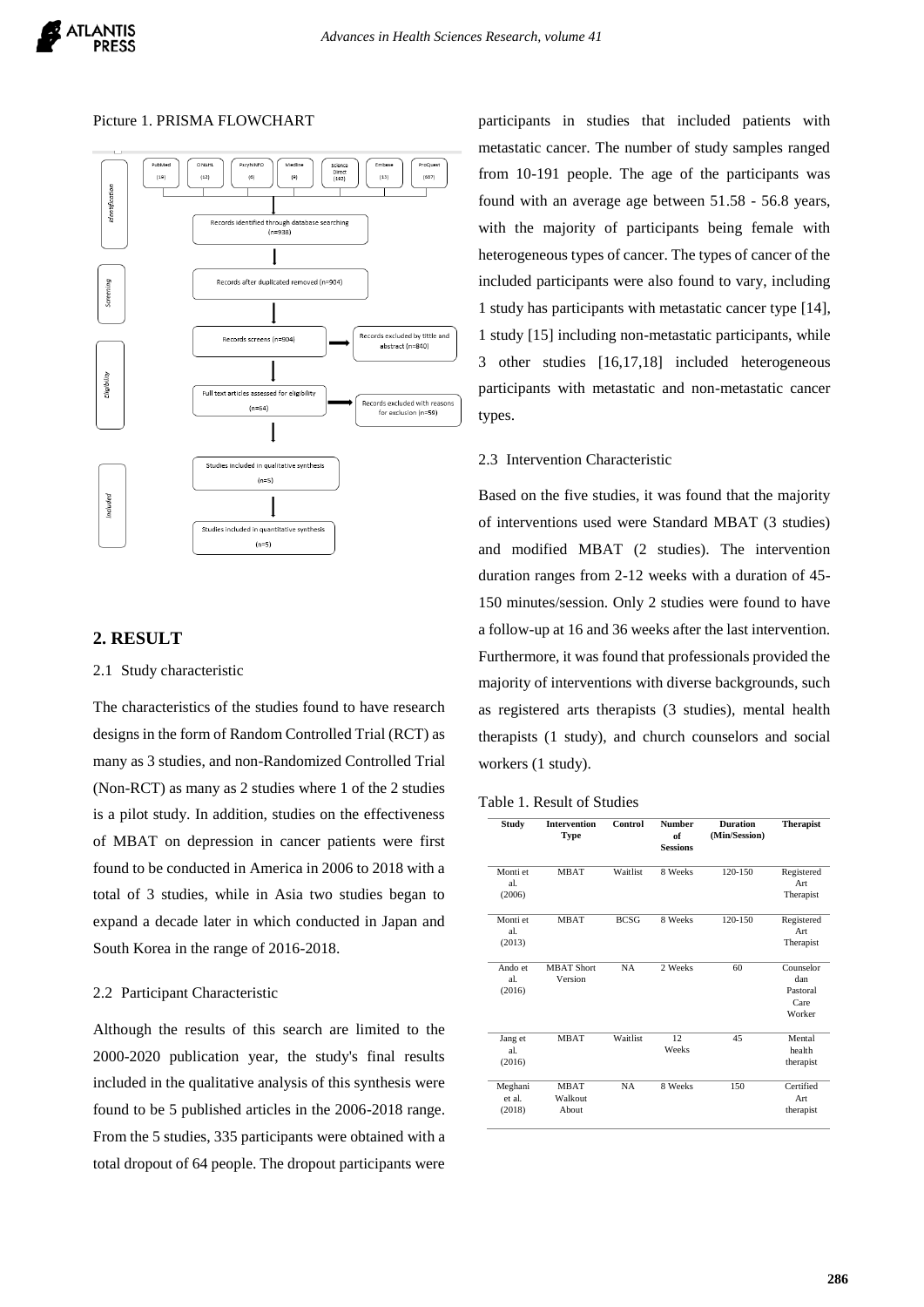Picture 1. PRISMA FLOWCHART

| Stage | Content |
|---|---|
| Identification | PubMed (19), CINAHL (12), PsycINFO (6), Medline (9), Science Direct (182), Embase (13), ProQuest (687) |
| Identification | Records identified through database searching (n=938) |
| Screening | Records after duplicated removed (n=904) |
| Screening | Records screens (n=904) → Records excluded by tittle and abstract (n=840) |
| Eligibility | Full text articles assessed for eligibility (n=64) → Records excluded with reasons for exclusion (n=59) |
| Included | Studies included in qualitative synthesis (n=5) |
| Included | Studies included in quantitative synthesis (n=5) |

## 2. RESULT

### 2.1 Study characteristic

The characteristics of the studies found to have research designs in the form of Random Controlled Trial (RCT) as many as 3 studies, and non-Randomized Controlled Trial (Non-RCT) as many as 2 studies where 1 of the 2 studies is a pilot study. In addition, studies on the effectiveness of MBAT on depression in cancer patients were first found to be conducted in America in 2006 to 2018 with a total of 3 studies, while in Asia two studies began to expand a decade later in which conducted in Japan and South Korea in the range of 2016-2018.

### 2.2 Participant Characteristic

Although the results of this search are limited to the 2000-2020 publication year, the study's final results included in the qualitative analysis of this synthesis were found to be 5 published articles in the 2006-2018 range. From the 5 studies, 335 participants were obtained with a total dropout of 64 people. The dropout participants were participants in studies that included patients with metastatic cancer. The number of study samples ranged from 10-191 people. The age of the participants was found with an average age between 51.58 - 56.8 years, with the majority of participants being female with heterogeneous types of cancer. The types of cancer of the included participants were also found to vary, including 1 study has participants with metastatic cancer type [14], 1 study [15] including non-metastatic participants, while 3 other studies [16,17,18] included heterogeneous participants with metastatic and non-metastatic cancer types.

### 2.3 Intervention Characteristic

Based on the five studies, it was found that the majority of interventions used were Standard MBAT (3 studies) and modified MBAT (2 studies). The intervention duration ranges from 2-12 weeks with a duration of 45-150 minutes/session. Only 2 studies were found to have a follow-up at 16 and 36 weeks after the last intervention. Furthermore, it was found that professionals provided the majority of interventions with diverse backgrounds, such as registered arts therapists (3 studies), mental health therapists (1 study), and church counselors and social workers (1 study).

Table 1. Result of Studies

| Study | Intervention Type | Control | Number of Sessions | Duration (Min/Session) | Therapist |
|---|---|---|---|---|---|
| Monti et al. (2006) | MBAT | Waitlist | 8 Weeks | 120-150 | Registered Art Therapist |
| Monti et al. (2013) | MBAT | BCSG | 8 Weeks | 120-150 | Registered Art Therapist |
| Ando et al. (2016) | MBAT Short Version | NA | 2 Weeks | 60 | Counselor dan Pastoral Care Worker |
| Jang et al. (2016) | MBAT | Waitlist | 12 Weeks | 45 | Mental health therapist |
| Meghani et al. (2018) | MBAT Walkout About | NA | 8 Weeks | 150 | Certified Art therapist |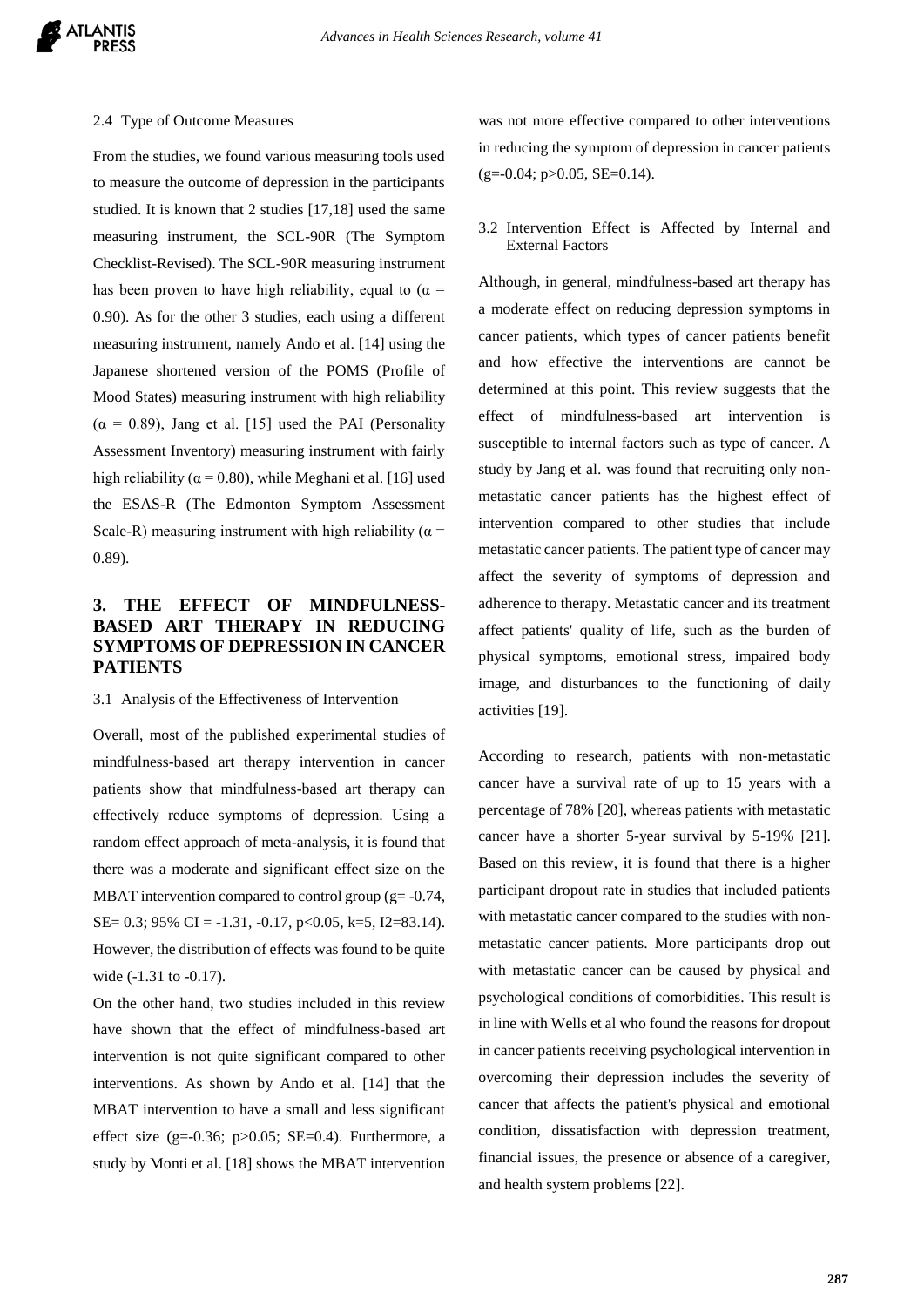### 2.4 Type of Outcome Measures

From the studies, we found various measuring tools used to measure the outcome of depression in the participants studied. It is known that 2 studies [17,18] used the same measuring instrument, the SCL-90R (The Symptom Checklist-Revised). The SCL-90R measuring instrument has been proven to have high reliability, equal to ($\alpha$ = 0.90). As for the other 3 studies, each using a different measuring instrument, namely Ando et al. [14] using the Japanese shortened version of the POMS (Profile of Mood States) measuring instrument with high reliability ($\alpha$ = 0.89), Jang et al. [15] used the PAI (Personality Assessment Inventory) measuring instrument with fairly high reliability ($\alpha$ = 0.80), while Meghani et al. [16] used the ESAS-R (The Edmonton Symptom Assessment Scale-R) measuring instrument with high reliability ($\alpha$ = 0.89).

## 3. THE EFFECT OF MINDFULNESS-BASED ART THERAPY IN REDUCING SYMPTOMS OF DEPRESSION IN CANCER PATIENTS

### 3.1 Analysis of the Effectiveness of Intervention

Overall, most of the published experimental studies of mindfulness-based art therapy intervention in cancer patients show that mindfulness-based art therapy can effectively reduce symptoms of depression. Using a random effect approach of meta-analysis, it is found that there was a moderate and significant effect size on the MBAT intervention compared to control group (g= -0.74, SE= 0.3; 95% CI = -1.31, -0.17, p<0.05, k=5, I2=83.14). However, the distribution of effects was found to be quite wide (-1.31 to -0.17).

On the other hand, two studies included in this review have shown that the effect of mindfulness-based art intervention is not quite significant compared to other interventions. As shown by Ando et al. [14] that the MBAT intervention to have a small and less significant effect size (g=-0.36; p>0.05; SE=0.4). Furthermore, a study by Monti et al. [18] shows the MBAT intervention was not more effective compared to other interventions in reducing the symptom of depression in cancer patients (g=-0.04; p>0.05, SE=0.14).

### 3.2 Intervention Effect is Affected by Internal and External Factors

Although, in general, mindfulness-based art therapy has a moderate effect on reducing depression symptoms in cancer patients, which types of cancer patients benefit and how effective the interventions are cannot be determined at this point. This review suggests that the effect of mindfulness-based art intervention is susceptible to internal factors such as type of cancer. A study by Jang et al. was found that recruiting only non-metastatic cancer patients has the highest effect of intervention compared to other studies that include metastatic cancer patients. The patient type of cancer may affect the severity of symptoms of depression and adherence to therapy. Metastatic cancer and its treatment affect patients' quality of life, such as the burden of physical symptoms, emotional stress, impaired body image, and disturbances to the functioning of daily activities [19].

According to research, patients with non-metastatic cancer have a survival rate of up to 15 years with a percentage of 78% [20], whereas patients with metastatic cancer have a shorter 5-year survival by 5-19% [21]. Based on this review, it is found that there is a higher participant dropout rate in studies that included patients with metastatic cancer compared to the studies with non-metastatic cancer patients. More participants drop out with metastatic cancer can be caused by physical and psychological conditions of comorbidities. This result is in line with Wells et al who found the reasons for dropout in cancer patients receiving psychological intervention in overcoming their depression includes the severity of cancer that affects the patient's physical and emotional condition, dissatisfaction with depression treatment, financial issues, the presence or absence of a caregiver, and health system problems [22].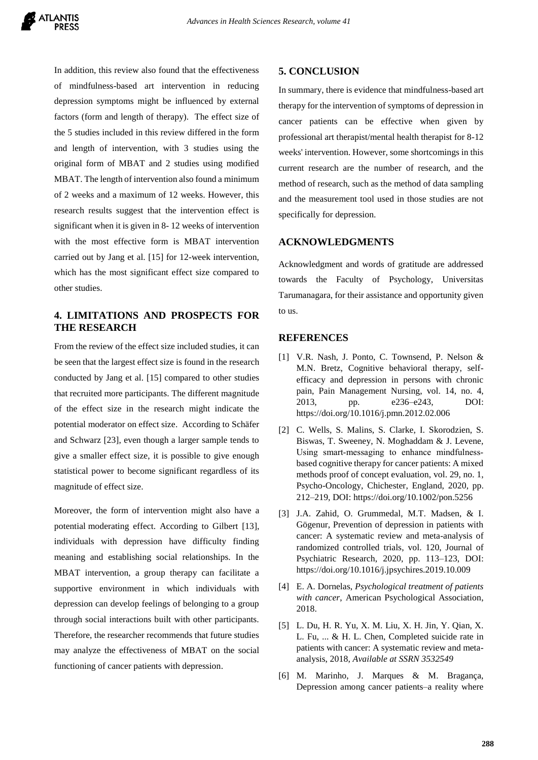In addition, this review also found that the effectiveness of mindfulness-based art intervention in reducing depression symptoms might be influenced by external factors (form and length of therapy). The effect size of the 5 studies included in this review differed in the form and length of intervention, with 3 studies using the original form of MBAT and 2 studies using modified MBAT. The length of intervention also found a minimum of 2 weeks and a maximum of 12 weeks. However, this research results suggest that the intervention effect is significant when it is given in 8- 12 weeks of intervention with the most effective form is MBAT intervention carried out by Jang et al. [15] for 12-week intervention, which has the most significant effect size compared to other studies.

## 4. LIMITATIONS AND PROSPECTS FOR THE RESEARCH

From the review of the effect size included studies, it can be seen that the largest effect size is found in the research conducted by Jang et al. [15] compared to other studies that recruited more participants. The different magnitude of the effect size in the research might indicate the potential moderator on effect size. According to Schäfer and Schwarz [23], even though a larger sample tends to give a smaller effect size, it is possible to give enough statistical power to become significant regardless of its magnitude of effect size.

Moreover, the form of intervention might also have a potential moderating effect. According to Gilbert [13], individuals with depression have difficulty finding meaning and establishing social relationships. In the MBAT intervention, a group therapy can facilitate a supportive environment in which individuals with depression can develop feelings of belonging to a group through social interactions built with other participants. Therefore, the researcher recommends that future studies may analyze the effectiveness of MBAT on the social functioning of cancer patients with depression.

## 5. CONCLUSION

In summary, there is evidence that mindfulness-based art therapy for the intervention of symptoms of depression in cancer patients can be effective when given by professional art therapist/mental health therapist for 8-12 weeks' intervention. However, some shortcomings in this current research are the number of research, and the method of research, such as the method of data sampling and the measurement tool used in those studies are not specifically for depression.

## ACKNOWLEDGMENTS

Acknowledgment and words of gratitude are addressed towards the Faculty of Psychology, Universitas Tarumanagara, for their assistance and opportunity given to us.

## REFERENCES

[1] V.R. Nash, J. Ponto, C. Townsend, P. Nelson & M.N. Bretz, Cognitive behavioral therapy, self-efficacy and depression in persons with chronic pain, Pain Management Nursing, vol. 14, no. 4, 2013, pp. e236–e243, DOI: https://doi.org/10.1016/j.pmn.2012.02.006

[2] C. Wells, S. Malins, S. Clarke, I. Skorodzien, S. Biswas, T. Sweeney, N. Moghaddam & J. Levene, Using smart-messaging to enhance mindfulness-based cognitive therapy for cancer patients: A mixed methods proof of concept evaluation, vol. 29, no. 1, Psycho-Oncology, Chichester, England, 2020, pp. 212–219, DOI: https://doi.org/10.1002/pon.5256

[3] J.A. Zahid, O. Grummedal, M.T. Madsen, & I. Gögenur, Prevention of depression in patients with cancer: A systematic review and meta-analysis of randomized controlled trials, vol. 120, Journal of Psychiatric Research, 2020, pp. 113–123, DOI: https://doi.org/10.1016/j.jpsychires.2019.10.009

[4] E. A. Dornelas, *Psychological treatment of patients with cancer*, American Psychological Association, 2018.

[5] L. Du, H. R. Yu, X. M. Liu, X. H. Jin, Y. Qian, X. L. Fu, ... & H. L. Chen, Completed suicide rate in patients with cancer: A systematic review and meta-analysis, 2018, *Available at SSRN 3532549*

[6] M. Marinho, J. Marques & M. Bragança, Depression among cancer patients–a reality where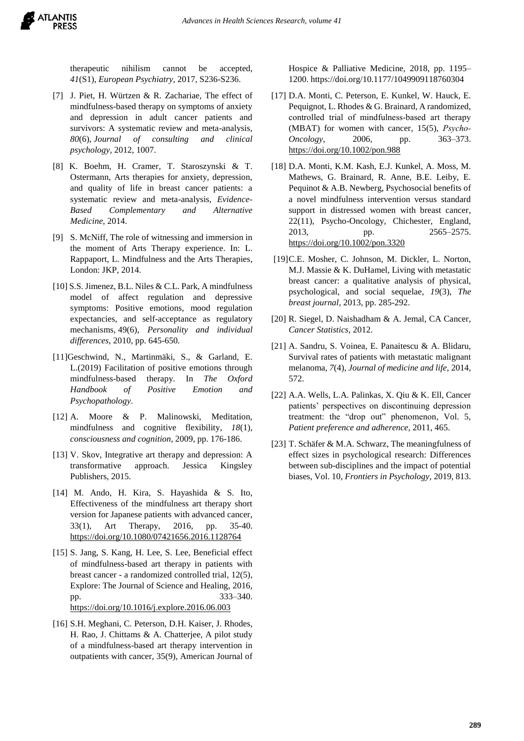therapeutic nihilism cannot be accepted, *41*(S1), *European Psychiatry*, 2017, S236-S236.

[7] J. Piet, H. Würtzen & R. Zachariae, The effect of mindfulness-based therapy on symptoms of anxiety and depression in adult cancer patients and survivors: A systematic review and meta-analysis, *80*(6), *Journal of consulting and clinical psychology*, 2012, 1007.

[8] K. Boehm, H. Cramer, T. Staroszynski & T. Ostermann, Arts therapies for anxiety, depression, and quality of life in breast cancer patients: a systematic review and meta-analysis, *Evidence-Based Complementary and Alternative Medicine*, 2014.

[9] S. McNiff, The role of witnessing and immersion in the moment of Arts Therapy experience. In: L. Rappaport, L. Mindfulness and the Arts Therapies, London: JKP, 2014.

[10] S.S. Jimenez, B.L. Niles & C.L. Park, A mindfulness model of affect regulation and depressive symptoms: Positive emotions, mood regulation expectancies, and self-acceptance as regulatory mechanisms, 49(6), *Personality and individual differences*, 2010, pp. 645-650.

[11]Geschwind, N., Martinmäki, S., & Garland, E. L.(2019) Facilitation of positive emotions through mindfulness-based therapy. In *The Oxford Handbook of Positive Emotion and Psychopathology*.

[12] A. Moore & P. Malinowski, Meditation, mindfulness and cognitive flexibility, *18*(1), *consciousness and cognition*, 2009, pp. 176-186.

[13] V. Skov, Integrative art therapy and depression: A transformative approach. Jessica Kingsley Publishers, 2015.

[14] M. Ando, H. Kira, S. Hayashida & S. Ito, Effectiveness of the mindfulness art therapy short version for Japanese patients with advanced cancer, 33(1), Art Therapy, 2016, pp. 35-40. https://doi.org/10.1080/07421656.2016.1128764

[15] S. Jang, S. Kang, H. Lee, S. Lee, Beneficial effect of mindfulness-based art therapy in patients with breast cancer - a randomized controlled trial, 12(5), Explore: The Journal of Science and Healing, 2016, pp. 333–340. https://doi.org/10.1016/j.explore.2016.06.003

[16] S.H. Meghani, C. Peterson, D.H. Kaiser, J. Rhodes, H. Rao, J. Chittams & A. Chatterjee, A pilot study of a mindfulness-based art therapy intervention in outpatients with cancer, 35(9), American Journal of Hospice & Palliative Medicine, 2018, pp. 1195–1200. https://doi.org/10.1177/1049909118760304

[17] D.A. Monti, C. Peterson, E. Kunkel, W. Hauck, E. Pequignot, L. Rhodes & G. Brainard, A randomized, controlled trial of mindfulness-based art therapy (MBAT) for women with cancer, 15(5), *Psycho-Oncology*, 2006, pp. 363–373. https://doi.org/10.1002/pon.988

[18] D.A. Monti, K.M. Kash, E.J. Kunkel, A. Moss, M. Mathews, G. Brainard, R. Anne, B.E. Leiby, E. Pequinot & A.B. Newberg, Psychosocial benefits of a novel mindfulness intervention versus standard support in distressed women with breast cancer, 22(11), Psycho-Oncology, Chichester, England, 2013, pp. 2565–2575. https://doi.org/10.1002/pon.3320

[19]C.E. Mosher, C. Johnson, M. Dickler, L. Norton, M.J. Massie & K. DuHamel, Living with metastatic breast cancer: a qualitative analysis of physical, psychological, and social sequelae, *19*(3), *The breast journal*, 2013, pp. 285-292.

[20] R. Siegel, D. Naishadham & A. Jemal, CA Cancer, *Cancer Statistics*, 2012.

[21] A. Sandru, S. Voinea, E. Panaitescu & A. Blidaru, Survival rates of patients with metastatic malignant melanoma, *7*(4), *Journal of medicine and life*, 2014, 572.

[22] A.A. Wells, L.A. Palinkas, X. Qiu & K. Ell, Cancer patients' perspectives on discontinuing depression treatment: the "drop out" phenomenon, Vol. 5, *Patient preference and adherence*, 2011, 465.

[23] T. Schäfer & M.A. Schwarz, The meaningfulness of effect sizes in psychological research: Differences between sub-disciplines and the impact of potential biases, Vol. 10, *Frontiers in Psychology*, 2019, 813.